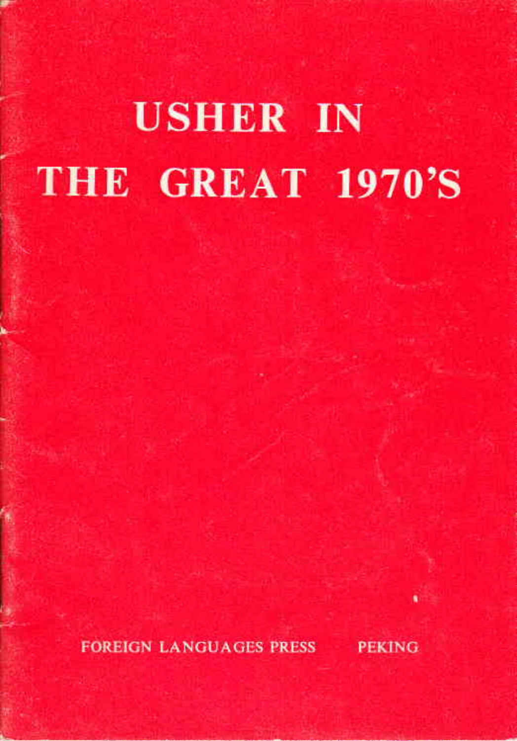# USHER IN THE GREAT 1970'S

FOREIGN LANGUAGES PRESS PEKING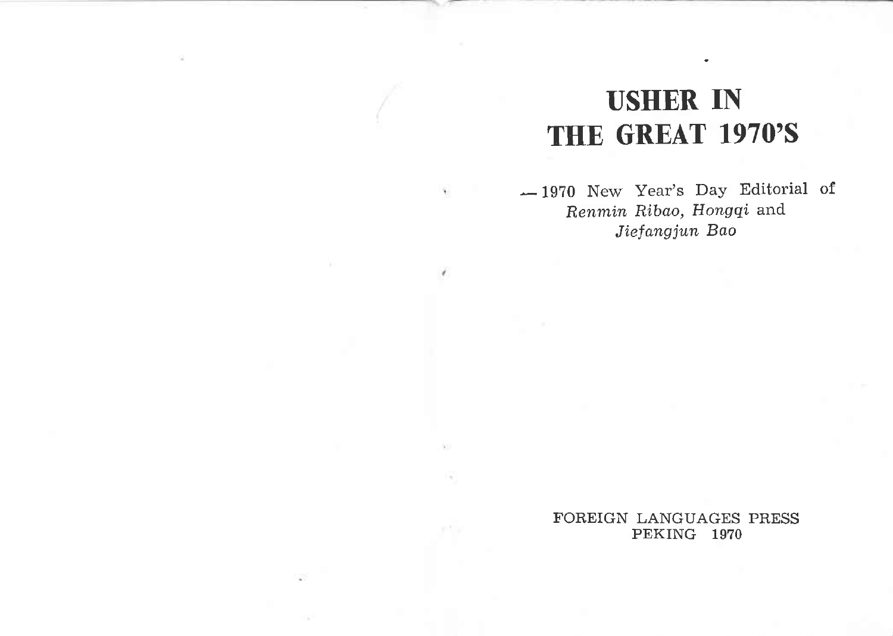# USHER IN THE GREAT 1970'S

— 1970 New Year's Day Editorial of *Renmin Ribao, Hongqi* and *Jiefangjun Bao*

FOREIGN LANGUAGES PRESS
PEKING 1970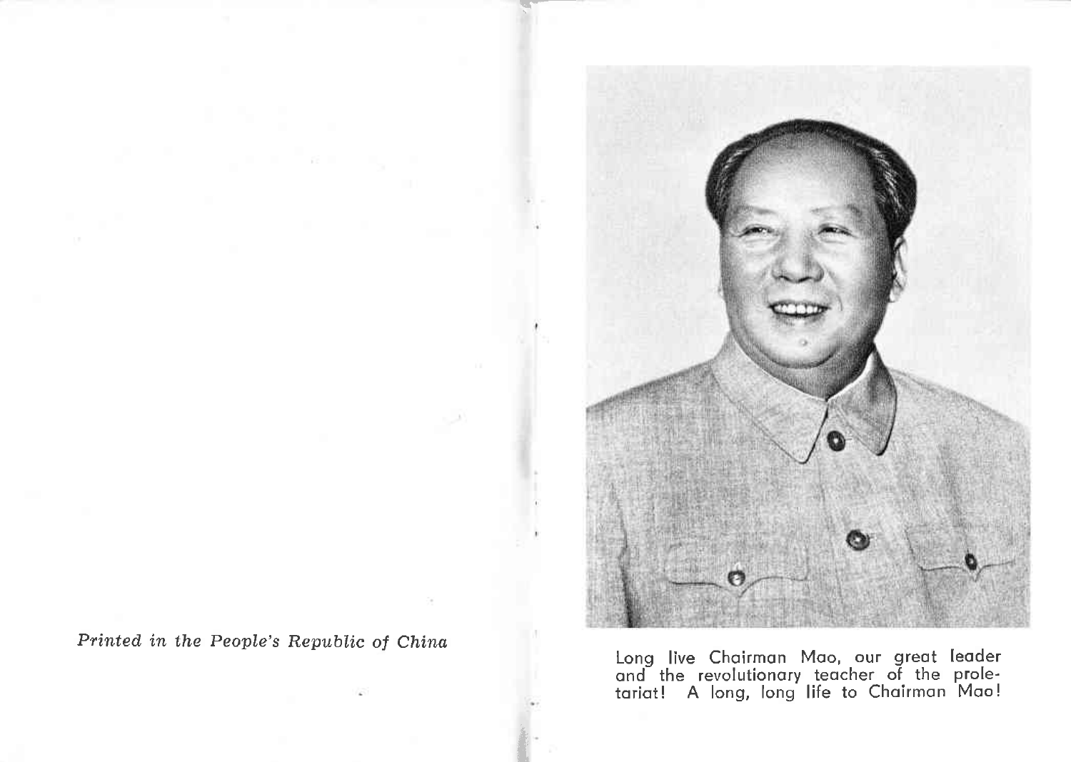*Printed in the People's Republic of China*

Long live Chairman Mao, our great leader and the revolutionary teacher of the proletariat! A long, long life to Chairman Mao!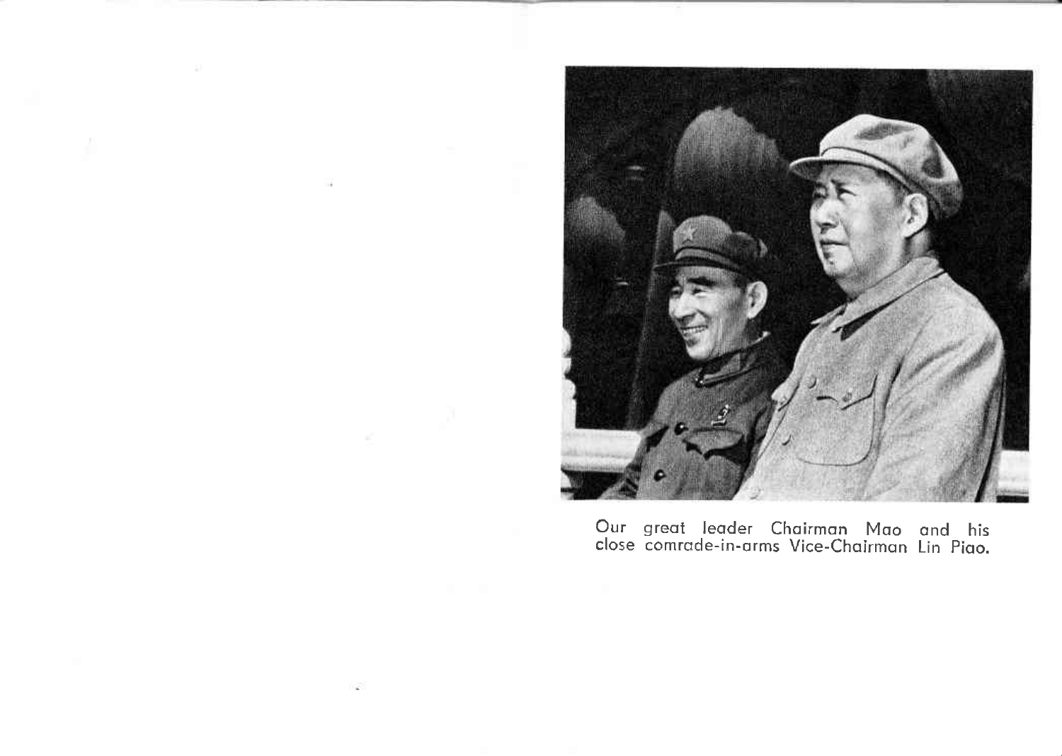Our great leader Chairman Mao and his close comrade-in-arms Vice-Chairman Lin Piao.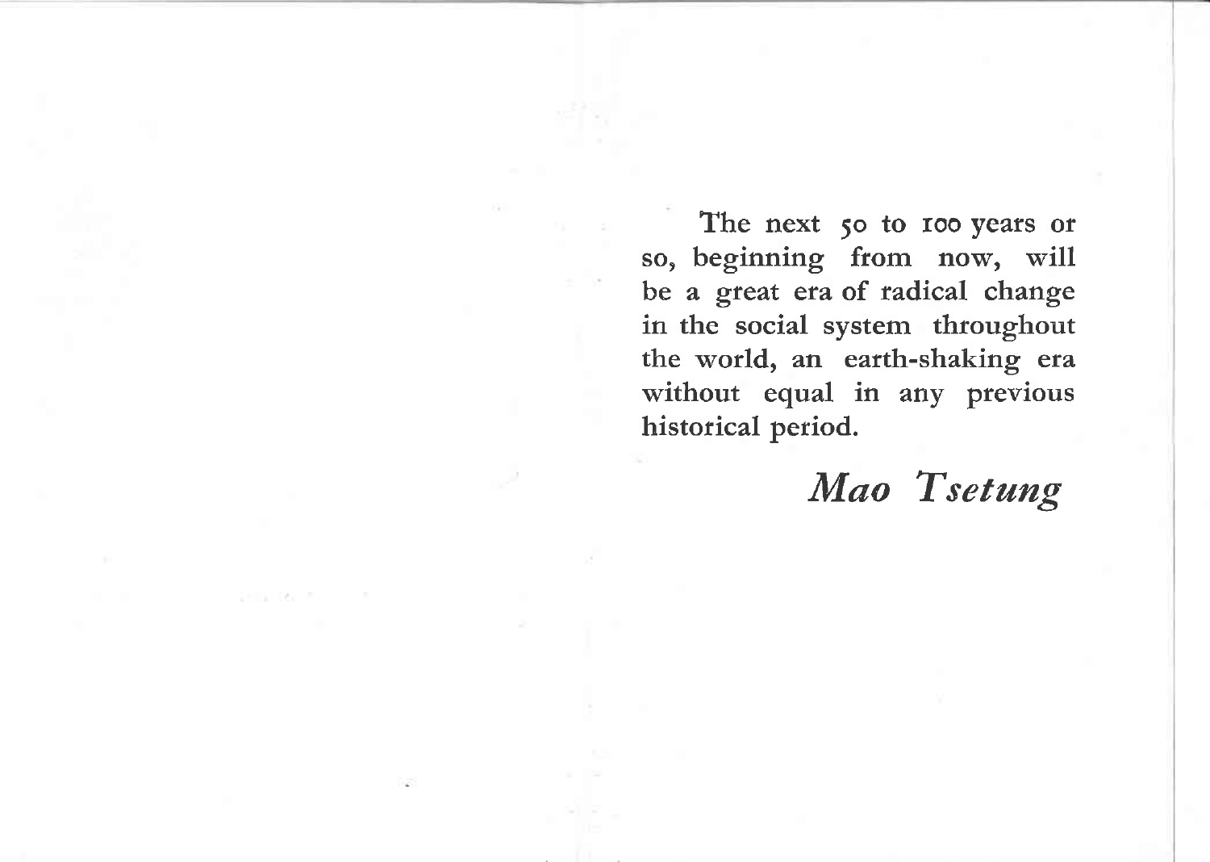The next 50 to 100 years or so, beginning from now, will be a great era of radical change in the social system throughout the world, an earth-shaking era without equal in any previous historical period.

*Mao Tsetung*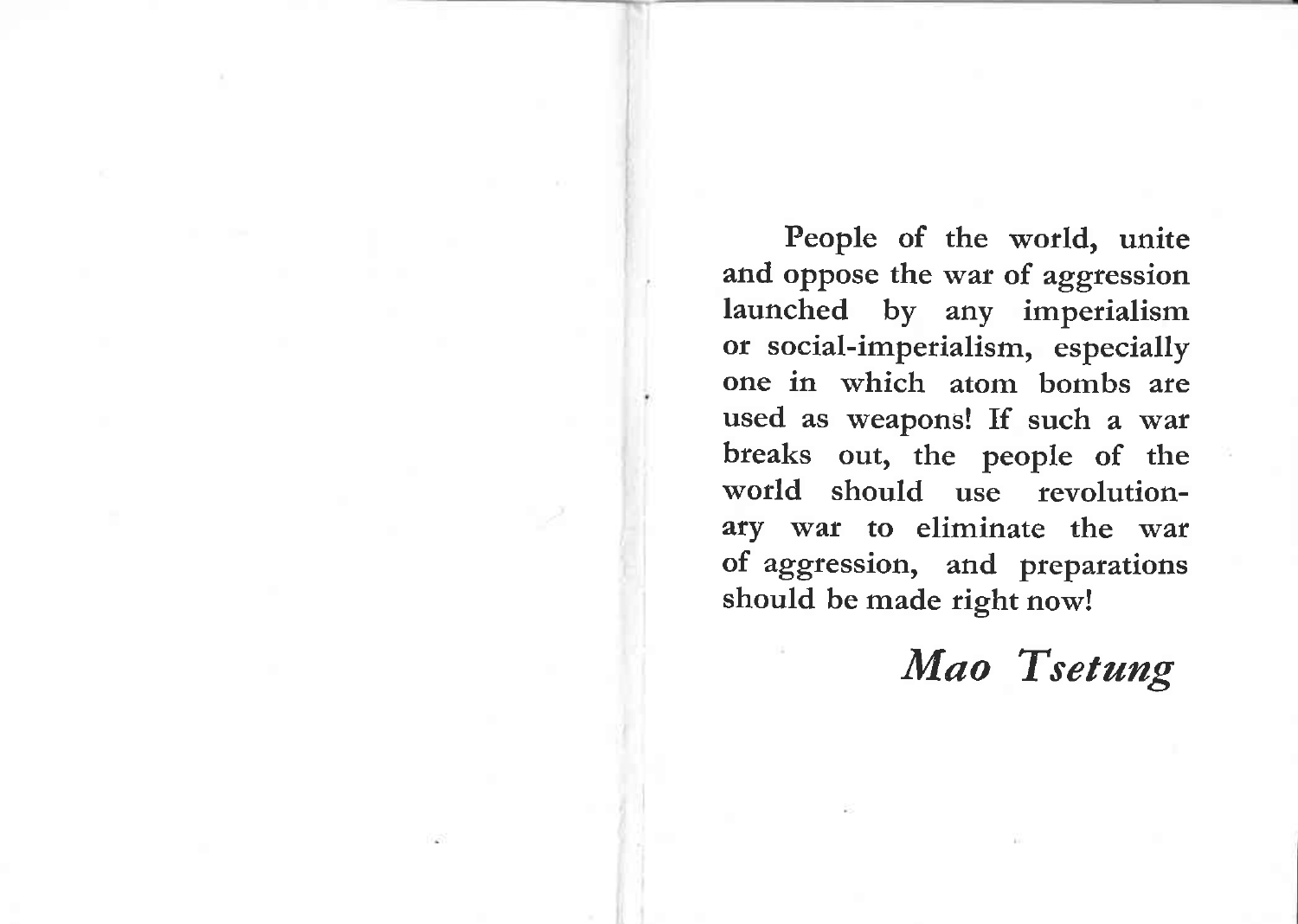People of the world, unite and oppose the war of aggression launched by any imperialism or social-imperialism, especially one in which atom bombs are used as weapons! If such a war breaks out, the people of the world should use revolutionary war to eliminate the war of aggression, and preparations should be made right now!

*Mao Tsetung*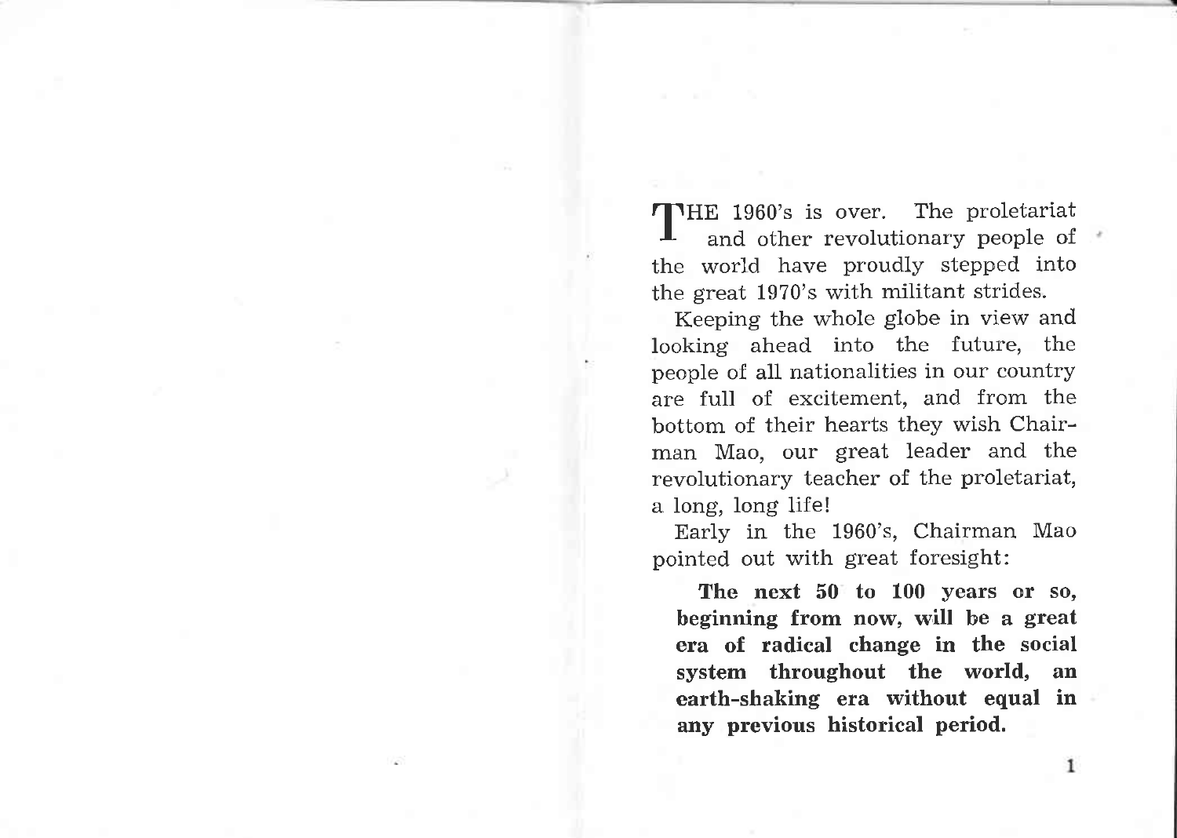THE 1960's is over. The proletariat and other revolutionary people of the world have proudly stepped into the great 1970's with militant strides.

Keeping the whole globe in view and looking ahead into the future, the people of all nationalities in our country are full of excitement, and from the bottom of their hearts they wish Chairman Mao, our great leader and the revolutionary teacher of the proletariat, a long, long life!

Early in the 1960's, Chairman Mao pointed out with great foresight:

> **The next 50 to 100 years or so, beginning from now, will be a great era of radical change in the social system throughout the world, an earth-shaking era without equal in any previous historical period.**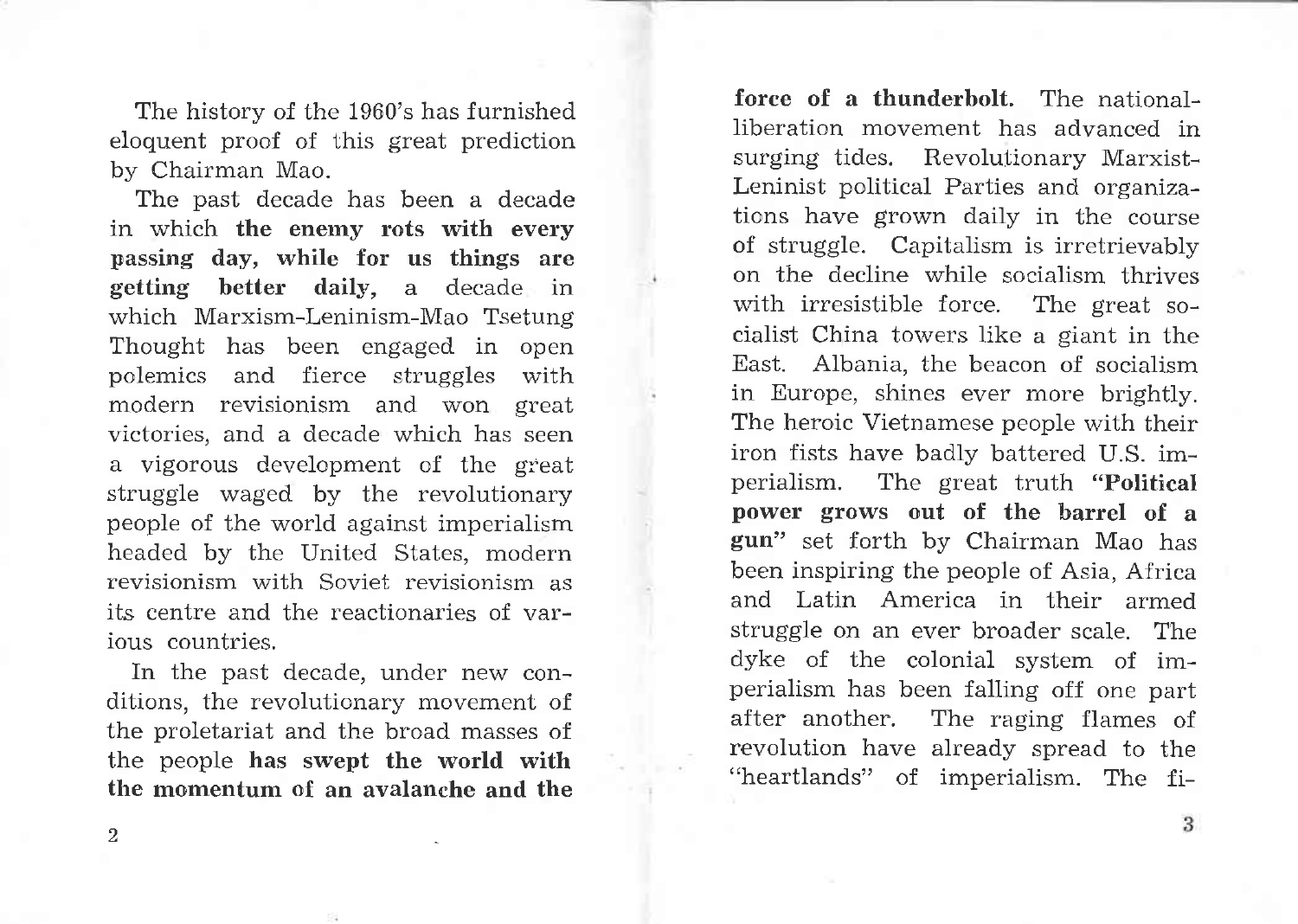The history of the 1960's has furnished eloquent proof of this great prediction by Chairman Mao.

The past decade has been a decade in which **the enemy rots with every passing day, while for us things are getting better daily,** a decade in which Marxism-Leninism-Mao Tsetung Thought has been engaged in open polemics and fierce struggles with modern revisionism and won great victories, and a decade which has seen a vigorous development of the great struggle waged by the revolutionary people of the world against imperialism headed by the United States, modern revisionism with Soviet revisionism as its centre and the reactionaries of various countries.

In the past decade, under new conditions, the revolutionary movement of the proletariat and the broad masses of the people **has swept the world with the momentum of an avalanche and the force of a thunderbolt.** The national-liberation movement has advanced in surging tides. Revolutionary Marxist-Leninist political Parties and organizations have grown daily in the course of struggle. Capitalism is irretrievably on the decline while socialism thrives with irresistible force. The great socialist China towers like a giant in the East. Albania, the beacon of socialism in Europe, shines ever more brightly. The heroic Vietnamese people with their iron fists have badly battered U.S. imperialism. The great truth **"Political power grows out of the barrel of a gun"** set forth by Chairman Mao has been inspiring the people of Asia, Africa and Latin America in their armed struggle on an ever broader scale. The dyke of the colonial system of imperialism has been falling off one part after another. The raging flames of revolution have already spread to the "heartlands" of imperialism. The fi-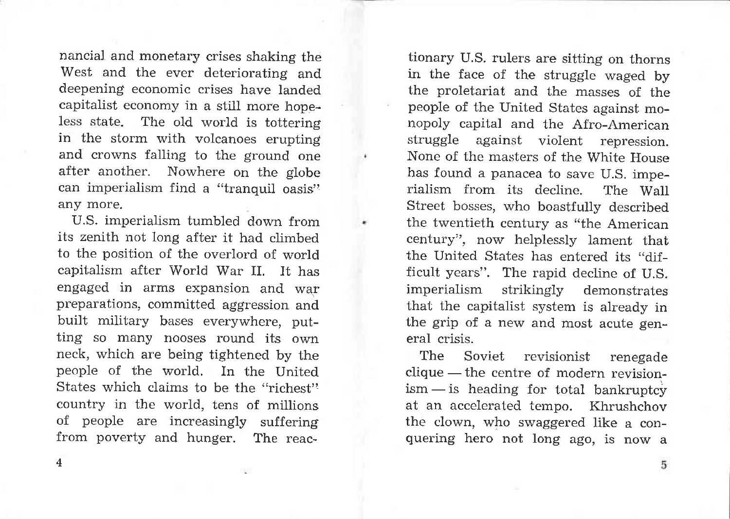nancial and monetary crises shaking the West and the ever deteriorating and deepening economic crises have landed capitalist economy in a still more hopeless state. The old world is tottering in the storm with volcanoes erupting and crowns falling to the ground one after another. Nowhere on the globe can imperialism find a "tranquil oasis" any more.

U.S. imperialism tumbled down from its zenith not long after it had climbed to the position of the overlord of world capitalism after World War II. It has engaged in arms expansion and war preparations, committed aggression and built military bases everywhere, putting so many nooses round its own neck, which are being tightened by the people of the world. In the United States which claims to be the "richest" country in the world, tens of millions of people are increasingly suffering from poverty and hunger. The reactionary U.S. rulers are sitting on thorns in the face of the struggle waged by the proletariat and the masses of the people of the United States against monopoly capital and the Afro-American struggle against violent repression. None of the masters of the White House has found a panacea to save U.S. imperialism from its decline. The Wall Street bosses, who boastfully described the twentieth century as "the American century", now helplessly lament that the United States has entered its "difficult years". The rapid decline of U.S. imperialism strikingly demonstrates that the capitalist system is already in the grip of a new and most acute general crisis.

The Soviet revisionist renegade clique — the centre of modern revisionism — is heading for total bankruptcy at an accelerated tempo. Khrushchov the clown, who swaggered like a conquering hero not long ago, is now a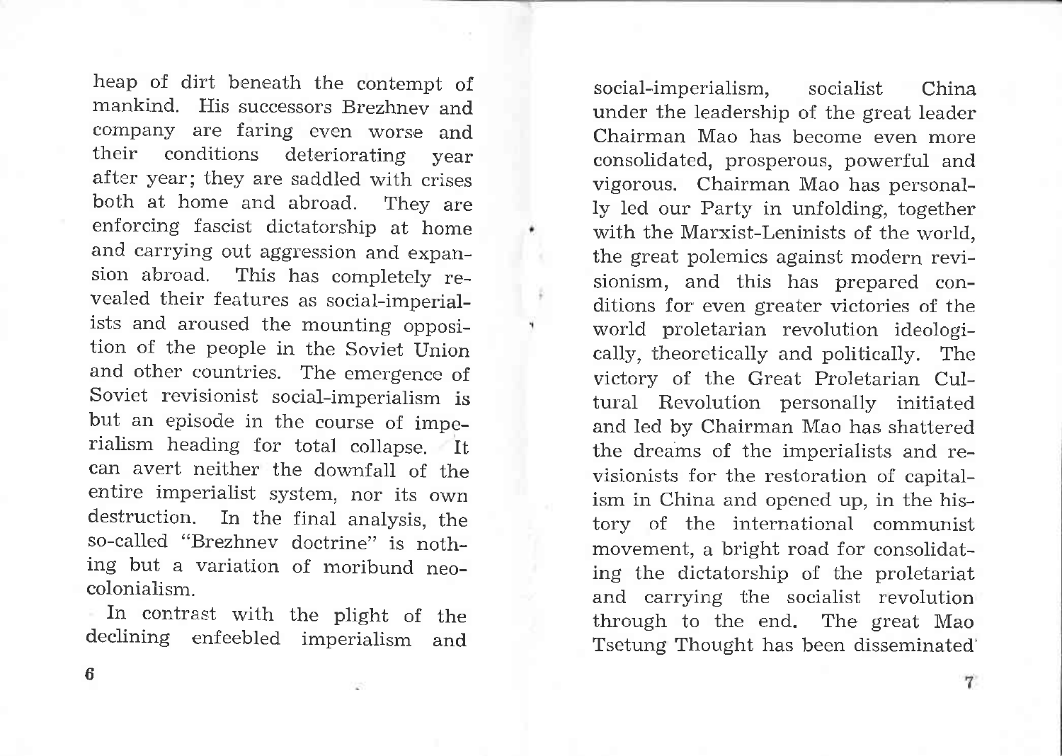heap of dirt beneath the contempt of mankind. His successors Brezhnev and company are faring even worse and their conditions deteriorating year after year; they are saddled with crises both at home and abroad. They are enforcing fascist dictatorship at home and carrying out aggression and expansion abroad. This has completely revealed their features as social-imperialists and aroused the mounting opposition of the people in the Soviet Union and other countries. The emergence of Soviet revisionist social-imperialism is but an episode in the course of imperialism heading for total collapse. It can avert neither the downfall of the entire imperialist system, nor its own destruction. In the final analysis, the so-called "Brezhnev doctrine" is nothing but a variation of moribund neo-colonialism.

In contrast with the plight of the declining enfeebled imperialism and social-imperialism, socialist China under the leadership of the great leader Chairman Mao has become even more consolidated, prosperous, powerful and vigorous. Chairman Mao has personally led our Party in unfolding, together with the Marxist-Leninists of the world, the great polemics against modern revisionism, and this has prepared conditions for even greater victories of the world proletarian revolution ideologically, theoretically and politically. The victory of the Great Proletarian Cultural Revolution personally initiated and led by Chairman Mao has shattered the dreams of the imperialists and revisionists for the restoration of capitalism in China and opened up, in the history of the international communist movement, a bright road for consolidating the dictatorship of the proletariat and carrying the socialist revolution through to the end. The great Mao Tsetung Thought has been disseminated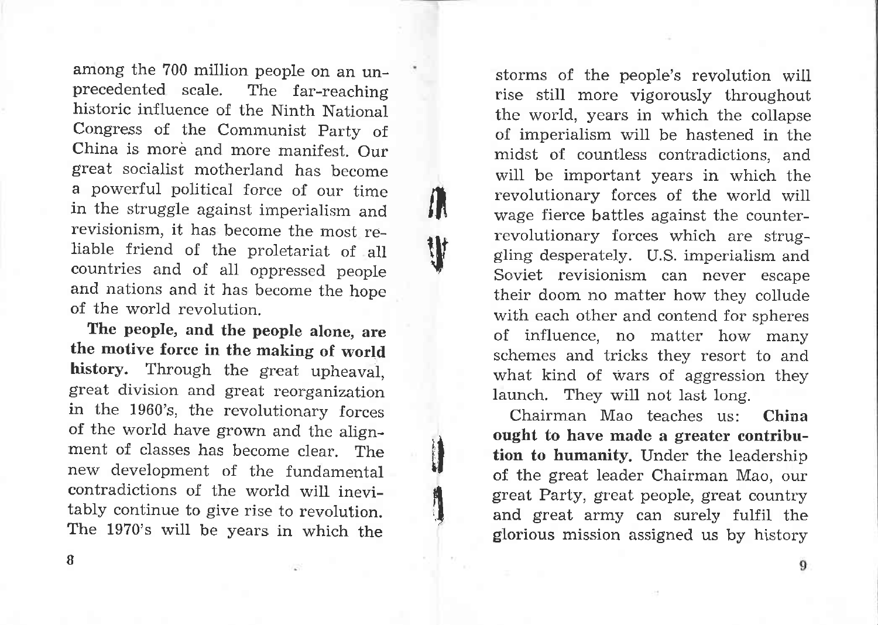among the 700 million people on an unprecedented scale. The far-reaching historic influence of the Ninth National Congress of the Communist Party of China is more and more manifest. Our great socialist motherland has become a powerful political force of our time in the struggle against imperialism and revisionism, it has become the most reliable friend of the proletariat of all countries and of all oppressed people and nations and it has become the hope of the world revolution.

**The people, and the people alone, are the motive force in the making of world history.** Through the great upheaval, great division and great reorganization in the 1960's, the revolutionary forces of the world have grown and the alignment of classes has become clear. The new development of the fundamental contradictions of the world will inevitably continue to give rise to revolution. The 1970's will be years in which the storms of the people's revolution will rise still more vigorously throughout the world, years in which the collapse of imperialism will be hastened in the midst of countless contradictions, and will be important years in which the revolutionary forces of the world will wage fierce battles against the counter-revolutionary forces which are struggling desperately. U.S. imperialism and Soviet revisionism can never escape their doom no matter how they collude with each other and contend for spheres of influence, no matter how many schemes and tricks they resort to and what kind of wars of aggression they launch. They will not last long.

Chairman Mao teaches us: **China ought to have made a greater contribution to humanity.** Under the leadership of the great leader Chairman Mao, our great Party, great people, great country and great army can surely fulfil the glorious mission assigned us by history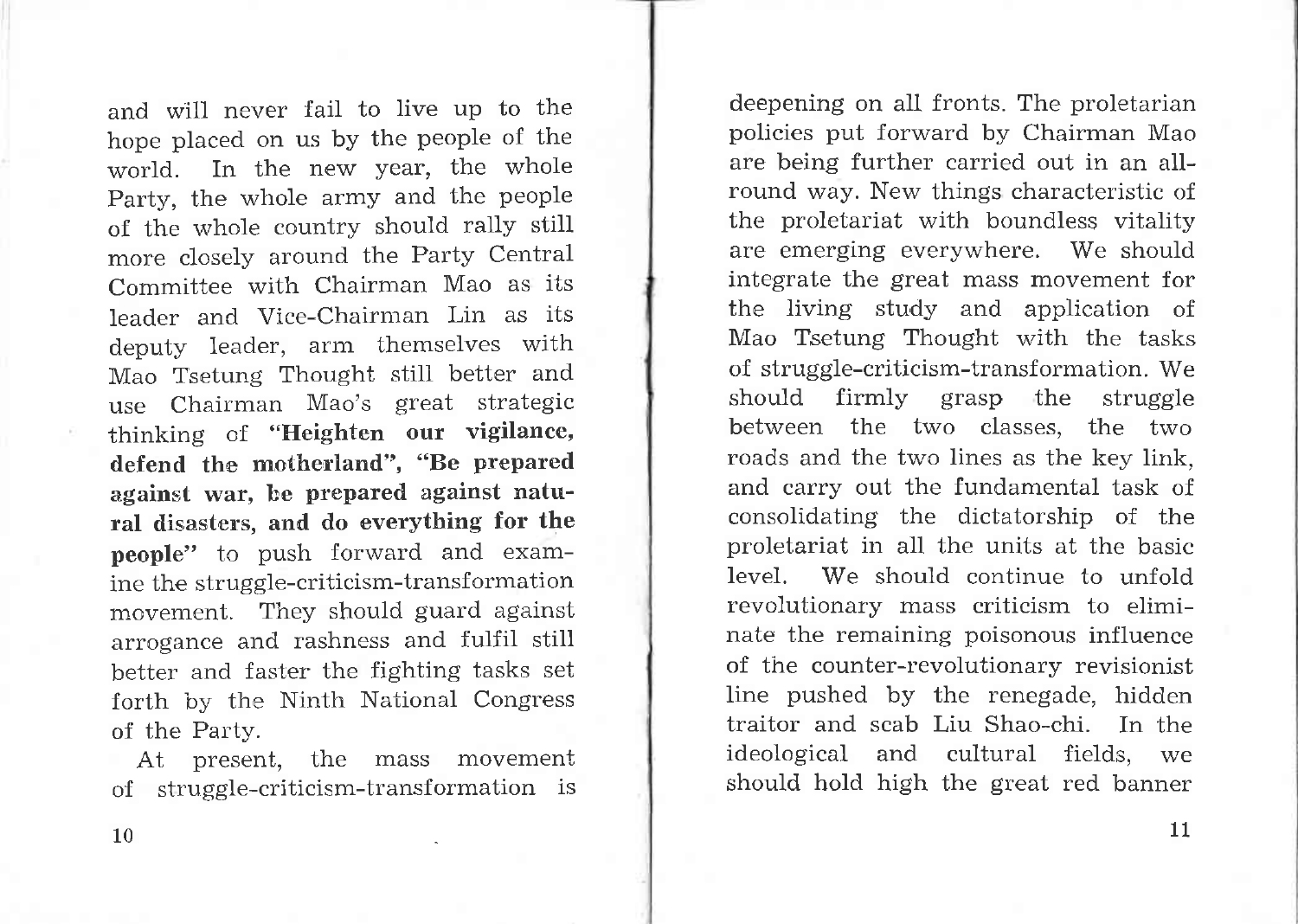and will never fail to live up to the hope placed on us by the people of the world. In the new year, the whole Party, the whole army and the people of the whole country should rally still more closely around the Party Central Committee with Chairman Mao as its leader and Vice-Chairman Lin as its deputy leader, arm themselves with Mao Tsetung Thought still better and use Chairman Mao's great strategic thinking of **"Heighten our vigilance, defend the motherland"**, **"Be prepared against war, be prepared against natural disasters, and do everything for the people"** to push forward and examine the struggle-criticism-transformation movement. They should guard against arrogance and rashness and fulfil still better and faster the fighting tasks set forth by the Ninth National Congress of the Party.

At present, the mass movement of struggle-criticism-transformation is deepening on all fronts. The proletarian policies put forward by Chairman Mao are being further carried out in an all-round way. New things characteristic of the proletariat with boundless vitality are emerging everywhere. We should integrate the great mass movement for the living study and application of Mao Tsetung Thought with the tasks of struggle-criticism-transformation. We should firmly grasp the struggle between the two classes, the two roads and the two lines as the key link, and carry out the fundamental task of consolidating the dictatorship of the proletariat in all the units at the basic level. We should continue to unfold revolutionary mass criticism to eliminate the remaining poisonous influence of the counter-revolutionary revisionist line pushed by the renegade, hidden traitor and scab Liu Shao-chi. In the ideological and cultural fields, we should hold high the great red banner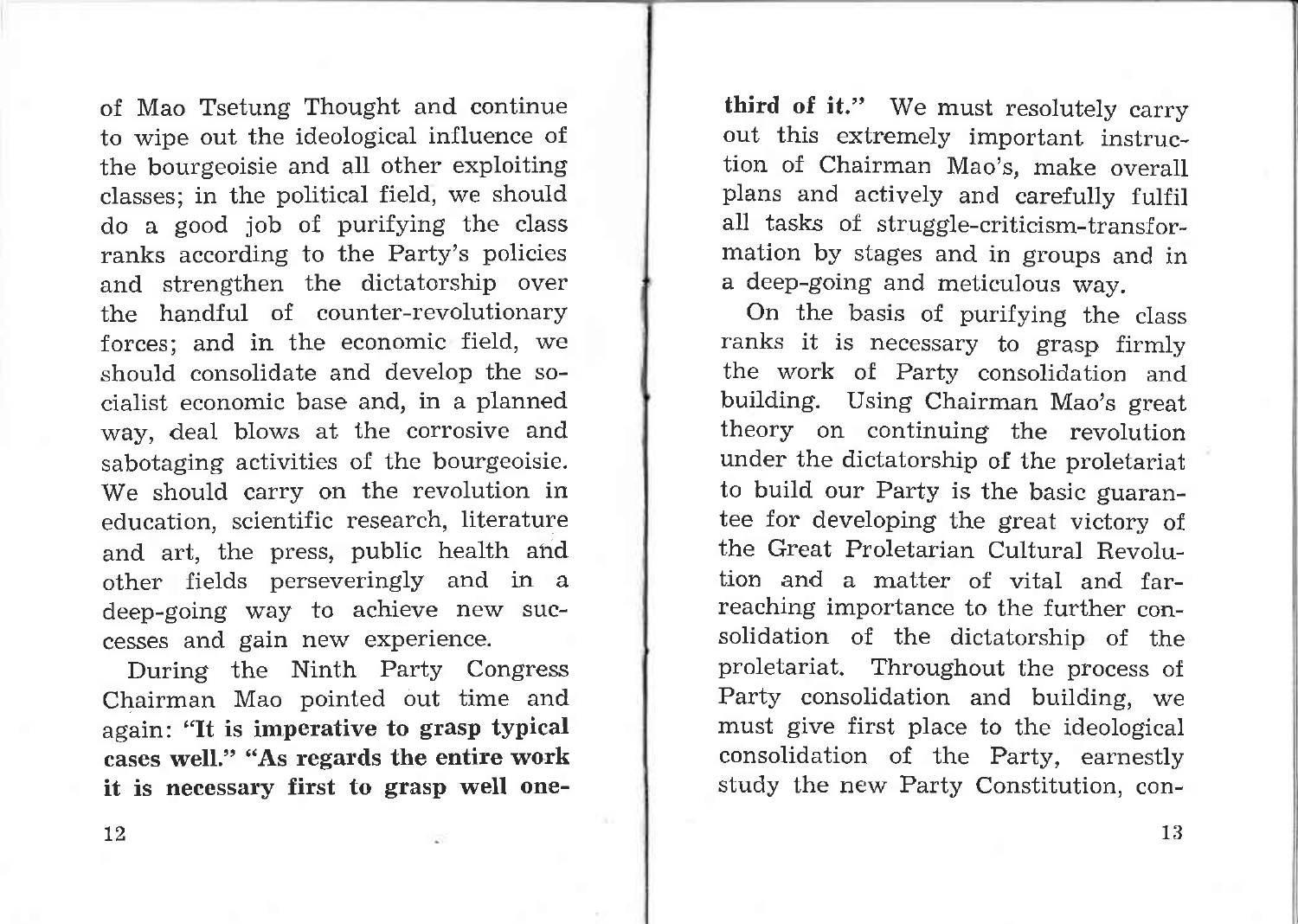of Mao Tsetung Thought and continue to wipe out the ideological influence of the bourgeoisie and all other exploiting classes; in the political field, we should do a good job of purifying the class ranks according to the Party's policies and strengthen the dictatorship over the handful of counter-revolutionary forces; and in the economic field, we should consolidate and develop the socialist economic base and, in a planned way, deal blows at the corrosive and sabotaging activities of the bourgeoisie. We should carry on the revolution in education, scientific research, literature and art, the press, public health and other fields perseveringly and in a deep-going way to achieve new successes and gain new experience.

During the Ninth Party Congress Chairman Mao pointed out time and again: "**It is imperative to grasp typical cases well.**" "**As regards the entire work it is necessary first to grasp well one-third of it.**" We must resolutely carry out this extremely important instruction of Chairman Mao's, make overall plans and actively and carefully fulfil all tasks of struggle-criticism-transformation by stages and in groups and in a deep-going and meticulous way.

On the basis of purifying the class ranks it is necessary to grasp firmly the work of Party consolidation and building. Using Chairman Mao's great theory on continuing the revolution under the dictatorship of the proletariat to build our Party is the basic guarantee for developing the great victory of the Great Proletarian Cultural Revolution and a matter of vital and far-reaching importance to the further consolidation of the dictatorship of the proletariat. Throughout the process of Party consolidation and building, we must give first place to the ideological consolidation of the Party, earnestly study the new Party Constitution, con-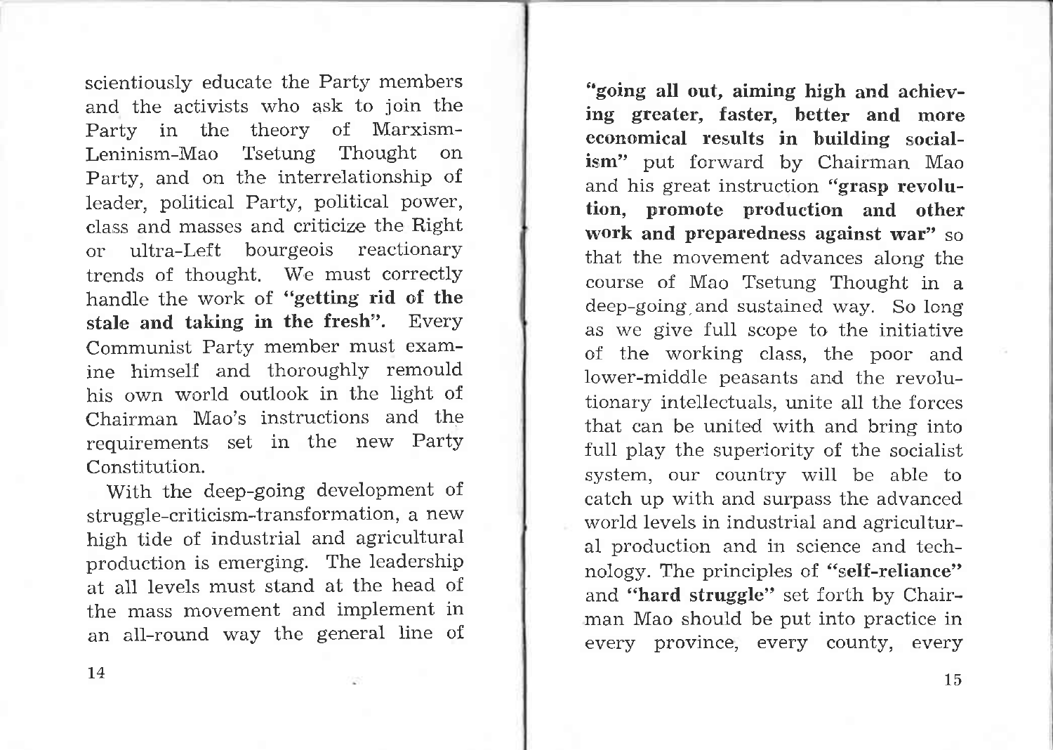scientiously educate the Party members and the activists who ask to join the Party in the theory of Marxism-Leninism-Mao Tsetung Thought on Party, and on the interrelationship of leader, political Party, political power, class and masses and criticize the Right or ultra-Left bourgeois reactionary trends of thought. We must correctly handle the work of **"getting rid of the stale and taking in the fresh"**. Every Communist Party member must examine himself and thoroughly remould his own world outlook in the light of Chairman Mao's instructions and the requirements set in the new Party Constitution.

With the deep-going development of struggle-criticism-transformation, a new high tide of industrial and agricultural production is emerging. The leadership at all levels must stand at the head of the mass movement and implement in an all-round way the general line of **"going all out, aiming high and achieving greater, faster, better and more economical results in building socialism"** put forward by Chairman Mao and his great instruction **"grasp revolution, promote production and other work and preparedness against war"** so that the movement advances along the course of Mao Tsetung Thought in a deep-going and sustained way. So long as we give full scope to the initiative of the working class, the poor and lower-middle peasants and the revolutionary intellectuals, unite all the forces that can be united with and bring into full play the superiority of the socialist system, our country will be able to catch up with and surpass the advanced world levels in industrial and agricultural production and in science and technology. The principles of **"self-reliance"** and **"hard struggle"** set forth by Chairman Mao should be put into practice in every province, every county, every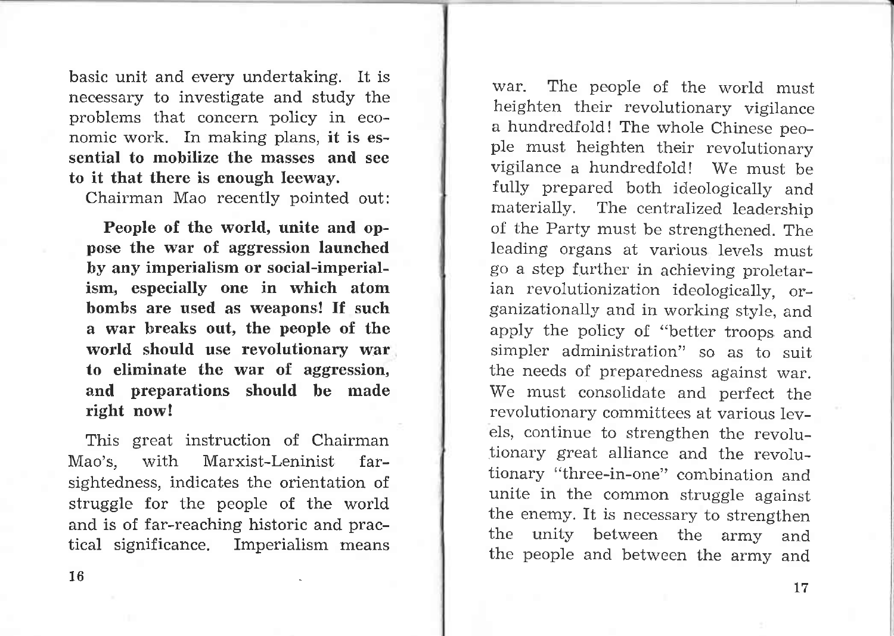basic unit and every undertaking. It is necessary to investigate and study the problems that concern policy in economic work. In making plans, **it is essential to mobilize the masses and see to it that there is enough leeway.**

Chairman Mao recently pointed out:

> **People of the world, unite and oppose the war of aggression launched by any imperialism or social-imperialism, especially one in which atom bombs are used as weapons! If such a war breaks out, the people of the world should use revolutionary war to eliminate the war of aggression, and preparations should be made right now!**

This great instruction of Chairman Mao's, with Marxist-Leninist farsightedness, indicates the orientation of struggle for the people of the world and is of far-reaching historic and practical significance. Imperialism means war. The people of the world must heighten their revolutionary vigilance a hundredfold! The whole Chinese people must heighten their revolutionary vigilance a hundredfold! We must be fully prepared both ideologically and materially. The centralized leadership of the Party must be strengthened. The leading organs at various levels must go a step further in achieving proletarian revolutionization ideologically, organizationally and in working style, and apply the policy of "better troops and simpler administration" so as to suit the needs of preparedness against war. We must consolidate and perfect the revolutionary committees at various levels, continue to strengthen the revolutionary great alliance and the revolutionary "three-in-one" combination and unite in the common struggle against the enemy. It is necessary to strengthen the unity between the army and the people and between the army and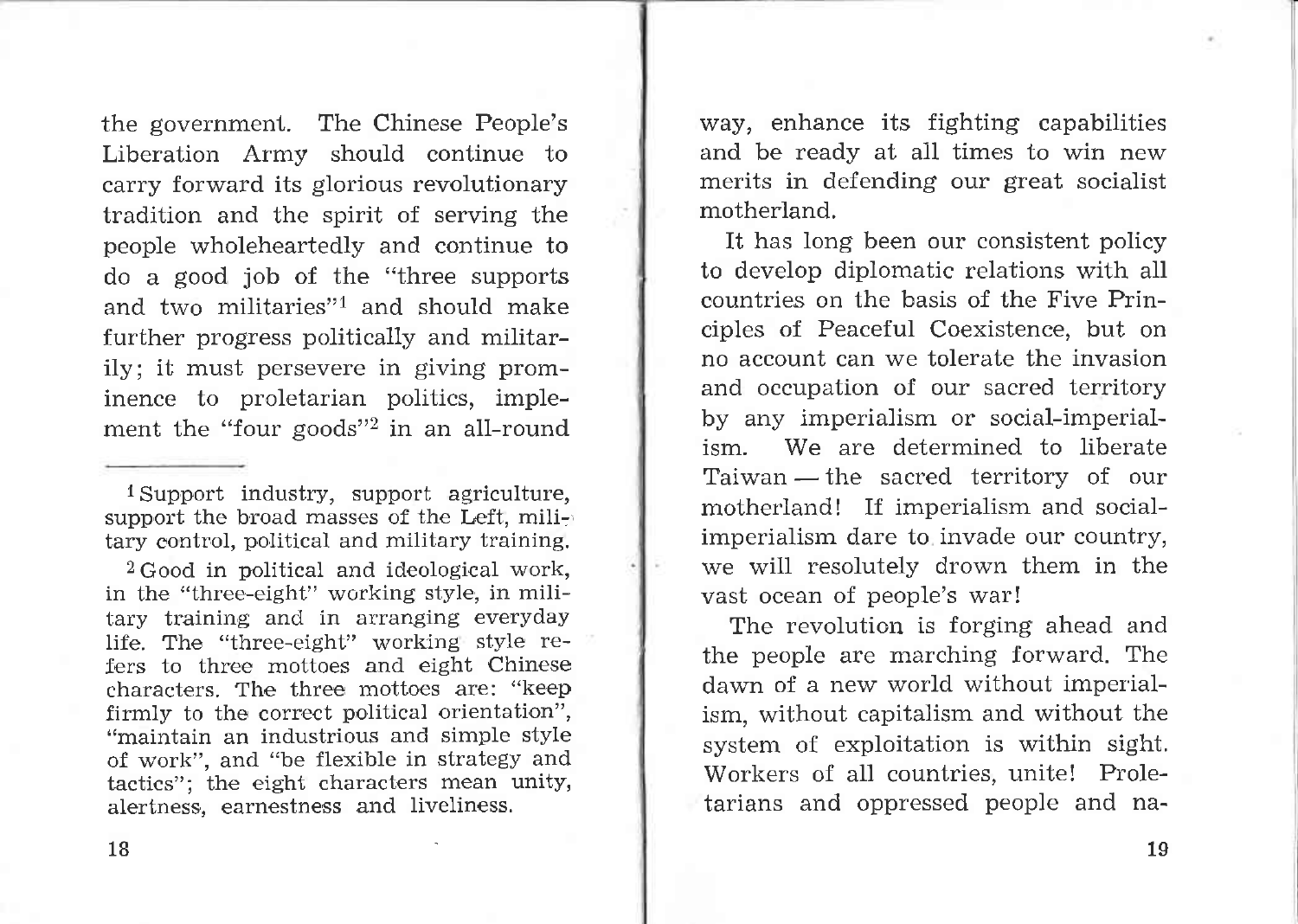the government. The Chinese People's Liberation Army should continue to carry forward its glorious revolutionary tradition and the spirit of serving the people wholeheartedly and continue to do a good job of the "three supports and two militaries"[1] and should make further progress politically and militarily; it must persevere in giving prominence to proletarian politics, implement the "four goods"[2] in an all-round way, enhance its fighting capabilities and be ready at all times to win new merits in defending our great socialist motherland.

It has long been our consistent policy to develop diplomatic relations with all countries on the basis of the Five Principles of Peaceful Coexistence, but on no account can we tolerate the invasion and occupation of our sacred territory by any imperialism or social-imperialism. We are determined to liberate Taiwan — the sacred territory of our motherland! If imperialism and social-imperialism dare to invade our country, we will resolutely drown them in the vast ocean of people's war!

The revolution is forging ahead and the people are marching forward. The dawn of a new world without imperialism, without capitalism and without the system of exploitation is within sight. Workers of all countries, unite! Proletarians and oppressed people and na-

---

[1] Support industry, support agriculture, support the broad masses of the Left, military control, political and military training.

[2] Good in political and ideological work, in the "three-eight" working style, in military training and in arranging everyday life. The "three-eight" working style refers to three mottoes and eight Chinese characters. The three mottoes are: "keep firmly to the correct political orientation", "maintain an industrious and simple style of work", and "be flexible in strategy and tactics"; the eight characters mean unity, alertness, earnestness and liveliness.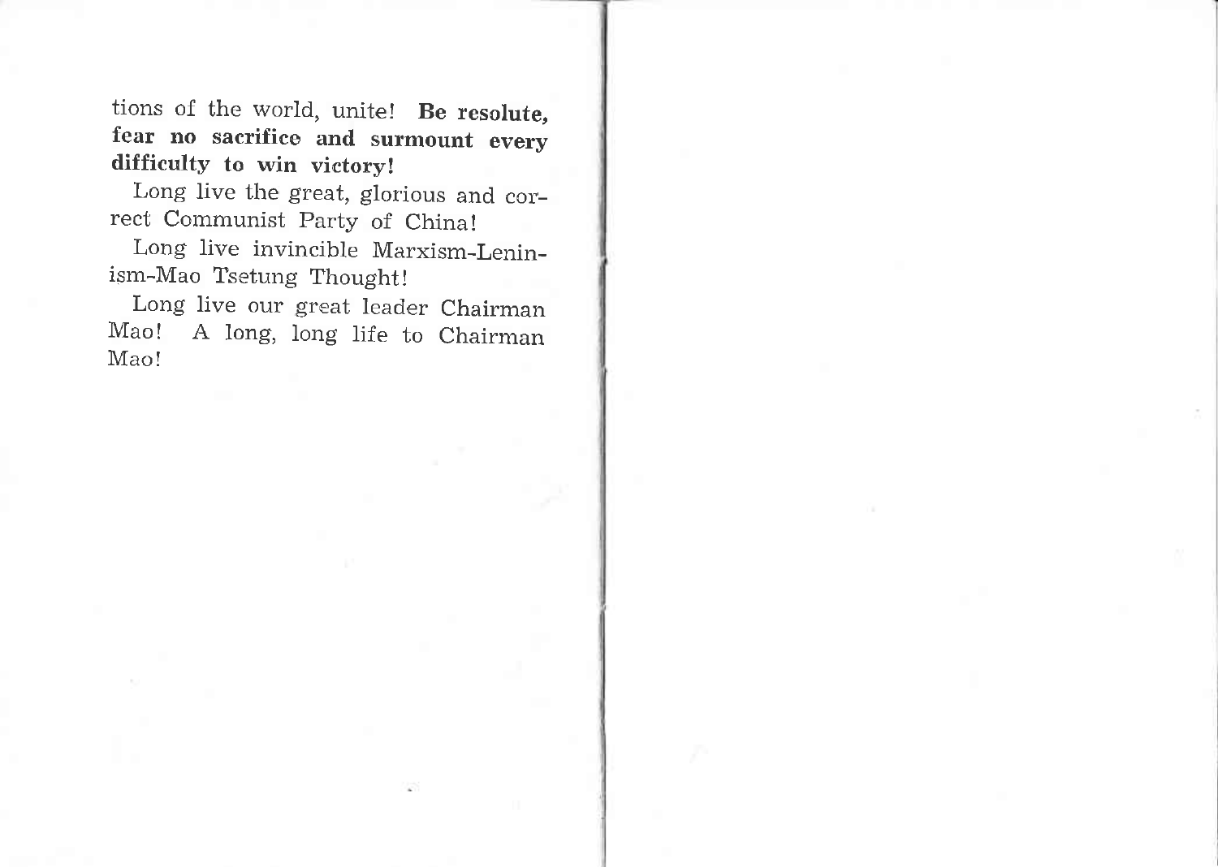tions of the world, unite! **Be resolute, fear no sacrifice and surmount every difficulty to win victory!**

Long live the great, glorious and correct Communist Party of China!

Long live invincible Marxism-Leninism-Mao Tsetung Thought!

Long live our great leader Chairman Mao! A long, long life to Chairman Mao!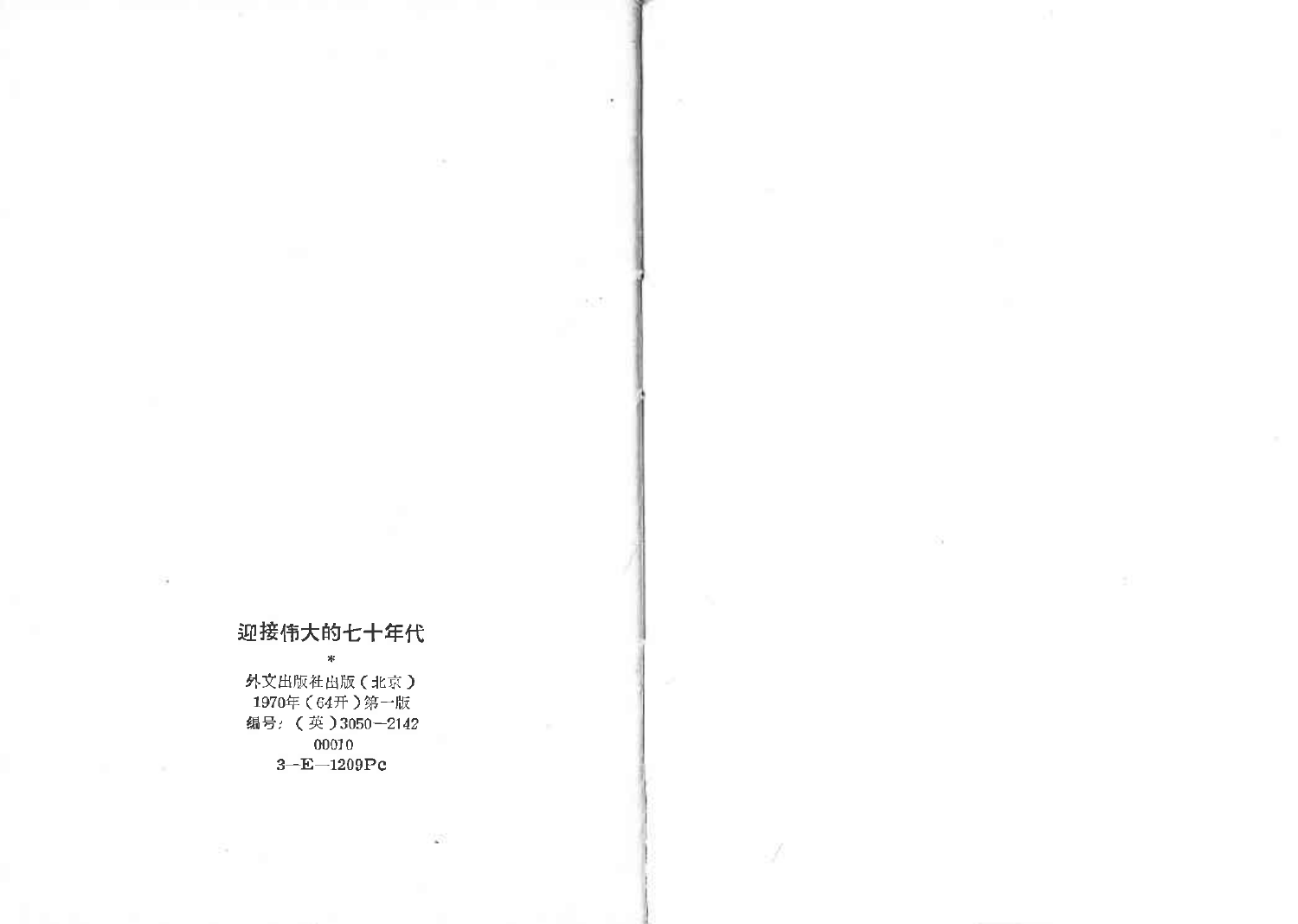迎接伟大的七十年代

*

外文出版社出版（北京）

1970年（64开）第一版

编号:（英）3050—2142

00010

3—E—1209Pc